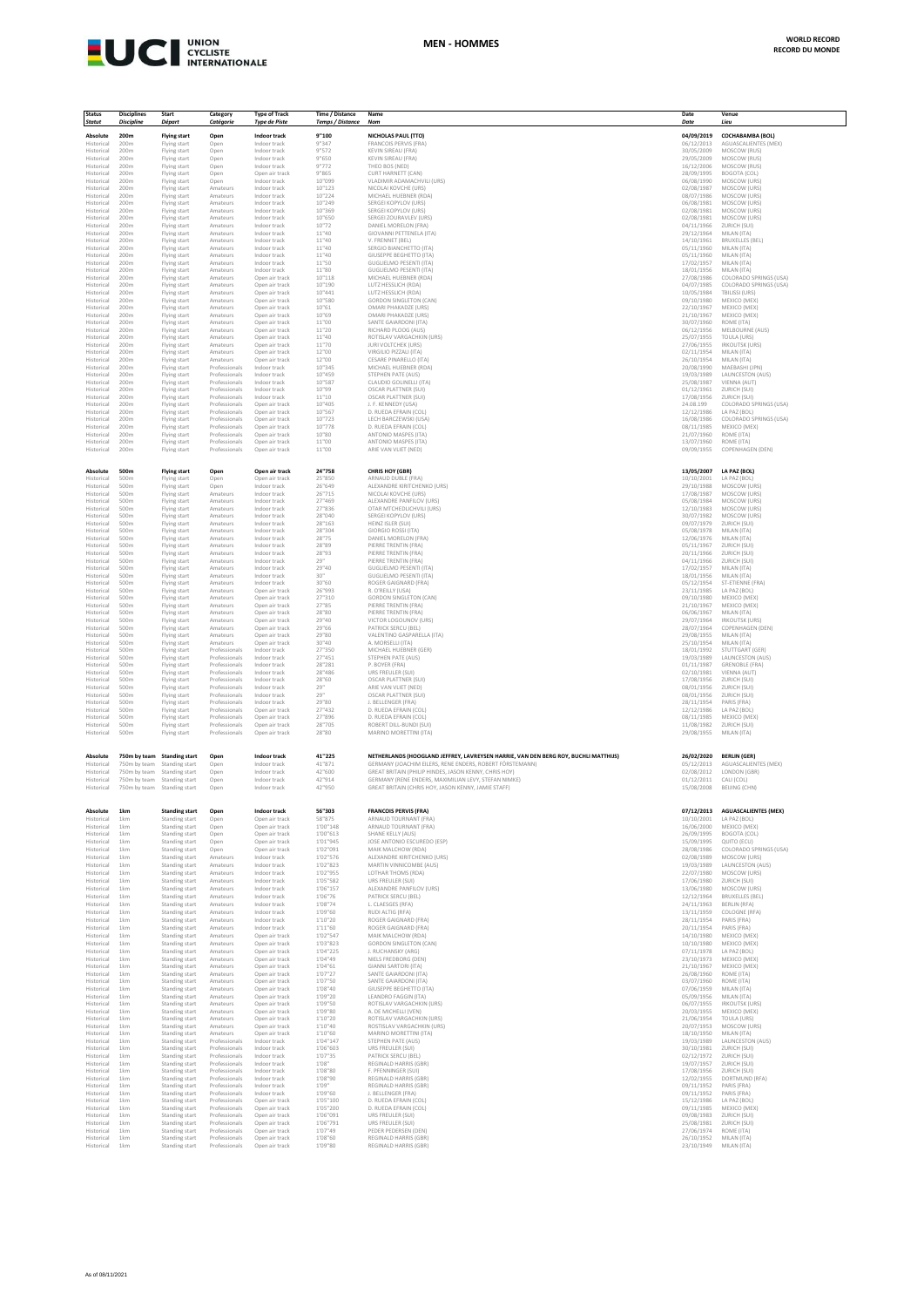# UCI UNION CYCLISTE INTERNATIONALE

## MEN - HOMMES

**WORLD RECORD**
**RECORD DU MONDE**

| Status *Statut* | Disciplines *Discipline* | Start *Départ* | Category *Catégorie* | Type of Track *Type de Piste* | Time / Distance *Temps / Distance* | Name *Nom* | Date *Date* | Venue *Lieu* |
|---|---|---|---|---|---|---|---|---|
| **Absolute** | **200m** | **Flying start** | **Open** | **Indoor track** | **9"100** | **NICHOLAS PAUL (TTO)** | **04/09/2019** | **COCHABAMBA (BOL)** |
| Historical | 200m | Flying start | Open | Indoor track | 9"347 | FRANCOIS PERVIS (FRA) | 06/12/2013 | AGUASCALIENTES (MEX) |
| Historical | 200m | Flying start | Open | Indoor track | 9"572 | KEVIN SIREAU (FRA) | 30/05/2009 | MOSCOW (RUS) |
| Historical | 200m | Flying start | Open | Indoor track | 9"650 | KEVIN SIREAU (FRA) | 29/05/2009 | MOSCOW (RUS) |
| Historical | 200m | Flying start | Open | Indoor track | 9"772 | THEO BOS (NED) | 16/12/2006 | MOSCOW (RUS) |
| Historical | 200m | Flying start | Open | Open air track | 9"865 | CURT HARNETT (CAN) | 28/09/1995 | BOGOTA (COL) |
| Historical | 200m | Flying start | Open | Indoor track | 10"099 | VLADIMIR ADAMACHVILI (URS) | 06/08/1990 | MOSCOW (URS) |
| Historical | 200m | Flying start | Amateurs | Indoor track | 10"123 | NICOLAI KOVCHE (URS) | 02/08/1987 | MOSCOW (URS) |
| Historical | 200m | Flying start | Amateurs | Indoor track | 10"224 | MICHAEL HUEBNER (RDA) | 08/07/1986 | MOSCOW (URS) |
| Historical | 200m | Flying start | Amateurs | Indoor track | 10"249 | SERGEI KOPYLOV (URS) | 06/08/1981 | MOSCOW (URS) |
| Historical | 200m | Flying start | Amateurs | Indoor track | 10"369 | SERGEI KOPYLOV (URS) | 02/08/1981 | MOSCOW (URS) |
| Historical | 200m | Flying start | Amateurs | Indoor track | 10"650 | SERGEI ZOURAVLEV (URS) | 02/08/1981 | MOSCOW (URS) |
| Historical | 200m | Flying start | Amateurs | Indoor track | 10"72 | DANIEL MORELON (FRA) | 04/11/1966 | ZURICH (SUI) |
| Historical | 200m | Flying start | Amateurs | Indoor track | 11"40 | GIOVANNI PETTENELA (ITA) | 29/12/1964 | MILAN (ITA) |
| Historical | 200m | Flying start | Amateurs | Indoor track | 11"40 | V. FRENNET (BEL) | 14/10/1961 | BRUXELLES (BEL) |
| Historical | 200m | Flying start | Amateurs | Indoor track | 11"40 | SERGIO BIANCHETTO (ITA) | 05/11/1960 | MILAN (ITA) |
| Historical | 200m | Flying start | Amateurs | Indoor track | 11"40 | GIUSEPPE BEGHETTO (ITA) | 05/11/1960 | MILAN (ITA) |
| Historical | 200m | Flying start | Amateurs | Indoor track | 11"50 | GUGLIELMO PESENTI (ITA) | 17/02/1957 | MILAN (ITA) |
| Historical | 200m | Flying start | Amateurs | Indoor track | 11"80 | GUGLIELMO PESENTI (ITA) | 18/01/1956 | MILAN (ITA) |
| Historical | 200m | Flying start | Amateurs | Open air track | 10"118 | MICHAEL HUEBNER (RDA) | 27/08/1986 | COLORADO SPRINGS (USA) |
| Historical | 200m | Flying start | Amateurs | Open air track | 10"190 | LUTZ HESSLICH (RDA) | 04/07/1985 | COLORADO SPRINGS (USA) |
| Historical | 200m | Flying start | Amateurs | Open air track | 10"441 | LUTZ HESSLICH (RDA) | 10/05/1984 | TBILISSI (URS) |
| Historical | 200m | Flying start | Amateurs | Open air track | 10"580 | GORDON SINGLETON (CAN) | 09/10/1980 | MEXICO (MEX) |
| Historical | 200m | Flying start | Amateurs | Open air track | 10"61 | OMARI PHAKADZE (URS) | 22/10/1967 | MEXICO (MEX) |
| Historical | 200m | Flying start | Amateurs | Open air track | 10"69 | OMARI PHAKADZE (URS) | 21/10/1967 | MEXICO (MEX) |
| Historical | 200m | Flying start | Amateurs | Open air track | 11"00 | SANTE GAIARDONI (ITA) | 30/07/1960 | ROME (ITA) |
| Historical | 200m | Flying start | Amateurs | Open air track | 11"20 | RICHARD PLOOG (AUS) | 06/12/1956 | MELBOURNE (AUS) |
| Historical | 200m | Flying start | Amateurs | Open air track | 11"40 | ROTISLAV VARGACHKIN (URS) | 25/07/1955 | TOULA (URS) |
| Historical | 200m | Flying start | Amateurs | Open air track | 11"70 | JURI VOLTCHEK (URS) | 27/06/1955 | IRKOUTSK (URS) |
| Historical | 200m | Flying start | Amateurs | Open air track | 12"00 | VIRGILIO PIZZALI (ITA) | 02/11/1954 | MILAN (ITA) |
| Historical | 200m | Flying start | Amateurs | Open air track | 12"00 | CESARE PINARELLO (ITA) | 26/10/1954 | MILAN (ITA) |
| Historical | 200m | Flying start | Professionals | Indoor track | 10"345 | MICHAEL HUEBNER (RDA) | 20/08/1990 | MAEBASHI (JPN) |
| Historical | 200m | Flying start | Professionals | Indoor track | 10"459 | STEPHEN PATE (AUS) | 19/03/1989 | LAUNCESTON (AUS) |
| Historical | 200m | Flying start | Professionals | Indoor track | 10"587 | CLAUDIO GOLINELLI (ITA) | 25/08/1987 | VIENNA (AUT) |
| Historical | 200m | Flying start | Professionals | Indoor track | 10"99 | OSCAR PLATTNER (SUI) | 01/12/1961 | ZURICH (SUI) |
| Historical | 200m | Flying start | Professionals | Indoor track | 11"10 | OSCAR PLATTNER (SUI) | 17/08/1956 | ZURICH (SUI) |
| Historical | 200m | Flying start | Professionals | Open air track | 10"405 | J. F. KENNEDY (USA) | 24.08.199 | COLORADO SPRINGS (USA) |
| Historical | 200m | Flying start | Professionals | Open air track | 10"567 | D. RUEDA EFRAIN (COL) | 12/12/1986 | LA PAZ (BOL) |
| Historical | 200m | Flying start | Professionals | Open air track | 10"723 | LECH BARCZEWSKI (USA) | 16/08/1986 | COLORADO SPRINGS (USA) |
| Historical | 200m | Flying start | Professionals | Open air track | 10"778 | D. RUEDA EFRAIN (COL) | 08/11/1985 | MEXICO (MEX) |
| Historical | 200m | Flying start | Professionals | Open air track | 10"80 | ANTONIO MASPES (ITA) | 21/07/1960 | ROME (ITA) |
| Historical | 200m | Flying start | Professionals | Open air track | 11"00 | ANTONIO MASPES (ITA) | 13/07/1960 | ROME (ITA) |
| Historical | 200m | Flying start | Professionals | Open air track | 11"00 | ARIE VAN VLIET (NED) | 09/09/1955 | COPENHAGEN (DEN) |
| **Absolute** | **500m** | **Flying start** | **Open** | **Open air track** | **24"758** | **CHRIS HOY (GBR)** | **13/05/2007** | **LA PAZ (BOL)** |
| Historical | 500m | Flying start | Open | Open air track | 25"850 | ARNAUD DUBLE (FRA) | 10/10/2001 | LA PAZ (BOL) |
| Historical | 500m | Flying start | Open | Indoor track | 26"649 | ALEXANDRE KIRITCHENKO (URS) | 29/10/1988 | MOSCOW (URS) |
| Historical | 500m | Flying start | Amateurs | Indoor track | 26"715 | NICOLAI KOVCHE (URS) | 17/08/1987 | MOSCOW (URS) |
| Historical | 500m | Flying start | Amateurs | Indoor track | 27"469 | ALEXANDRE PANFILOV (URS) | 05/08/1984 | MOSCOW (URS) |
| Historical | 500m | Flying start | Amateurs | Indoor track | 27"836 | OTAR MTCHEDLICHVILI (URS) | 12/10/1983 | MOSCOW (URS) |
| Historical | 500m | Flying start | Amateurs | Indoor track | 28"040 | SERGEI KOPYLOV (URS) | 30/07/1982 | MOSCOW (URS) |
| Historical | 500m | Flying start | Amateurs | Indoor track | 28"163 | HEINZ ISLER (SUI) | 09/07/1979 | ZURICH (SUI) |
| Historical | 500m | Flying start | Amateurs | Indoor track | 28"304 | GIORGIO ROSSI (ITA) | 05/08/1978 | MILAN (ITA) |
| Historical | 500m | Flying start | Amateurs | Indoor track | 28"75 | DANIEL MORELON (FRA) | 12/06/1976 | MILAN (ITA) |
| Historical | 500m | Flying start | Amateurs | Indoor track | 28"89 | PIERRE TRENTIN (FRA) | 05/11/1967 | ZURICH (SUI) |
| Historical | 500m | Flying start | Amateurs | Indoor track | 28"93 | PIERRE TRENTIN (FRA) | 20/11/1966 | ZURICH (SUI) |
| Historical | 500m | Flying start | Amateurs | Indoor track | 29" | PIERRE TRENTIN (FRA) | 04/11/1966 | ZURICH (SUI) |
| Historical | 500m | Flying start | Amateurs | Indoor track | 29"40 | GUGLIELMO PESENTI (ITA) | 17/02/1957 | MILAN (ITA) |
| Historical | 500m | Flying start | Amateurs | Indoor track | 30" | GUGLIELMO PESENTI (ITA) | 18/01/1956 | MILAN (ITA) |
| Historical | 500m | Flying start | Amateurs | Indoor track | 30"60 | ROGER GAIGNARD (FRA) | 05/12/1954 | ST-ETIENNE (FRA) |
| Historical | 500m | Flying start | Amateurs | Open air track | 26"993 | R. O'REILLY (USA) | 23/11/1985 | LA PAZ (BOL) |
| Historical | 500m | Flying start | Amateurs | Open air track | 27"310 | GORDON SINGLETON (CAN) | 09/10/1980 | MEXICO (MEX) |
| Historical | 500m | Flying start | Amateurs | Open air track | 27"95 | PIERRE TRENTIN (FRA) | 21/10/1967 | MEXICO (MEX) |
| Historical | 500m | Flying start | Amateurs | Open air track | 28"80 | PIERRE TRENTIN (FRA) | 06/06/1967 | MILAN (ITA) |
| Historical | 500m | Flying start | Amateurs | Open air track | 29"40 | VICTOR LOGOUNOV (URS) | 29/07/1964 | IRKOUTSK (URS) |
| Historical | 500m | Flying start | Amateurs | Open air track | 29"66 | PATRICK SERCU (BEL) | 28/07/1964 | COPENHAGEN (DEN) |
| Historical | 500m | Flying start | Amateurs | Open air track | 29"80 | VALENTINO GASPARELLA (ITA) | 29/08/1955 | MILAN (ITA) |
| Historical | 500m | Flying start | Amateurs | Open air track | 30"40 | A. MORSELLI (ITA) | 25/10/1954 | MILAN (ITA) |
| Historical | 500m | Flying start | Professionals | Indoor track | 27"350 | MICHAEL HUEBNER (GER) | 18/01/1992 | STUTTGART (GER) |
| Historical | 500m | Flying start | Professionals | Indoor track | 27"451 | STEPHEN PATE (AUS) | 19/03/1989 | LAUNCESTON (AUS) |
| Historical | 500m | Flying start | Professionals | Indoor track | 28"281 | P. BOYER (FRA) | 01/11/1987 | GRENOBLE (FRA) |
| Historical | 500m | Flying start | Professionals | Indoor track | 28"486 | URS FREULER (SUI) | 02/10/1981 | VIENNA (AUT) |
| Historical | 500m | Flying start | Professionals | Indoor track | 28"60 | OSCAR PLATTNER (SUI) | 17/08/1956 | ZURICH (SUI) |
| Historical | 500m | Flying start | Professionals | Indoor track | 29" | ARIE VAN VLIET (NED) | 08/01/1956 | ZURICH (SUI) |
| Historical | 500m | Flying start | Professionals | Indoor track | 29" | OSCAR PLATTNER (SUI) | 08/01/1956 | ZURICH (SUI) |
| Historical | 500m | Flying start | Professionals | Indoor track | 29"80 | J. BELLENGER (FRA) | 28/11/1954 | PARIS (FRA) |
| Historical | 500m | Flying start | Professionals | Open air track | 27"432 | D. RUEDA EFRAIN (COL) | 12/12/1986 | LA PAZ (BOL) |
| Historical | 500m | Flying start | Professionals | Open air track | 27"896 | D. RUEDA EFRAIN (COL) | 08/11/1985 | MEXICO (MEX) |
| Historical | 500m | Flying start | Professionals | Open air track | 28"705 | ROBERT DILL-BUNDI (SUI) | 11/08/1982 | ZURICH (SUI) |
| Historical | 500m | Flying start | Professionals | Open air track | 28"80 | MARINO MORETTINI (ITA) | 29/08/1955 | MILAN (ITA) |
| **Absolute** | **750m by team** | **Standing start** | **Open** | **Indoor track** | **41"225** | **NETHERLANDS (HOOGLAND JEFFREY, LAVREYSEN HARRIE, VAN DEN BERG ROY, BUCHLI MATTHIJS)** | **26/02/2020** | **BERLIN (GER)** |
| Historical | 750m by team | Standing start | Open | Indoor track | 41"871 | GERMANY (JOACHIM EILERS, RENE ENDERS, ROBERT FÖRSTEMANN) | 05/12/2013 | AGUASCALIENTES (MEX) |
| Historical | 750m by team | Standing start | Open | Indoor track | 42"600 | GREAT BRITAIN (PHILIP HINDES, JASON KENNY, CHRIS HOY) | 02/08/2012 | LONDON (GBR) |
| Historical | 750m by team | Standing start | Open | Indoor track | 42"914 | GERMANY (RENE ENDERS, MAXIMILIAN LEVY, STEFAN NIMKE) | 01/12/2011 | CALI (COL) |
| Historical | 750m by team | Standing start | Open | Indoor track | 42"950 | GREAT BRITAIN (CHRIS HOY, JASON KENNY, JAMIE STAFF) | 15/08/2008 | BEIJING (CHN) |
| **Absolute** | **1km** | **Standing start** | **Open** | **Indoor track** | **56"303** | **FRANCOIS PERVIS (FRA)** | **07/12/2013** | **AGUASCALIENTES (MEX)** |
| Historical | 1km | Standing start | Open | Open air track | 58"875 | ARNAUD TOURNANT (FRA) | 10/10/2001 | LA PAZ (BOL) |
| Historical | 1km | Standing start | Open | Open air track | 1'00"148 | ARNAUD TOURNANT (FRA) | 16/06/2000 | MEXICO (MEX) |
| Historical | 1km | Standing start | Open | Open air track | 1'00"613 | SHANE KELLY (AUS) | 26/09/1995 | BOGOTA (COL) |
| Historical | 1km | Standing start | Open | Open air track | 1'01"945 | JOSE ANTONIO ESCUREDO (ESP) | 15/09/1995 | QUITO (ECU) |
| Historical | 1km | Standing start | Open | Open air track | 1'02"091 | MAIK MALCHOW (RDA) | 28/08/1986 | COLORADO SPRINGS (USA) |
| Historical | 1km | Standing start | Amateurs | Indoor track | 1'02"576 | ALEXANDRE KIRITCHENKO (URS) | 02/08/1989 | MOSCOW (URS) |
| Historical | 1km | Standing start | Amateurs | Indoor track | 1'02"823 | MARTIN VINNICOMBE (AUS) | 19/03/1989 | LAUNCESTON (AUS) |
| Historical | 1km | Standing start | Amateurs | Indoor track | 1'02"955 | LOTHAR THOMS (RDA) | 22/07/1980 | MOSCOW (URS) |
| Historical | 1km | Standing start | Amateurs | Indoor track | 1'05"582 | URS FREULER (SUI) | 17/06/1980 | ZURICH (SUI) |
| Historical | 1km | Standing start | Amateurs | Indoor track | 1'06"157 | ALEXANDRE PANFILOV (URS) | 13/06/1980 | MOSCOW (URS) |
| Historical | 1km | Standing start | Amateurs | Indoor track | 1'06"76 | PATRICK SERCU (BEL) | 12/12/1964 | BRUXELLES (BEL) |
| Historical | 1km | Standing start | Amateurs | Indoor track | 1'08"74 | L. CLAESGES (RFA) | 24/11/1963 | BERLIN (RFA) |
| Historical | 1km | Standing start | Amateurs | Indoor track | 1'09"60 | RUDI ALTIG (RFA) | 13/11/1959 | COLOGNE (RFA) |
| Historical | 1km | Standing start | Amateurs | Indoor track | 1'10"20 | ROGER GAIGNARD (FRA) | 28/11/1954 | PARIS (FRA) |
| Historical | 1km | Standing start | Amateurs | Indoor track | 1'11"60 | ROGER GAIGNARD (FRA) | 20/11/1954 | PARIS (FRA) |
| Historical | 1km | Standing start | Amateurs | Open air track | 1'02"547 | MAIK MALCHOW (RDA) | 14/10/1980 | MEXICO (MEX) |
| Historical | 1km | Standing start | Amateurs | Open air track | 1'03"823 | GORDON SINGLETON (CAN) | 10/10/1980 | MEXICO (MEX) |
| Historical | 1km | Standing start | Amateurs | Open air track | 1'04"225 | J. RUCHANSKY (ARG) | 07/11/1978 | LA PAZ (BOL) |
| Historical | 1km | Standing start | Amateurs | Open air track | 1'04"49 | NIELS FREDBORG (DEN) | 23/10/1973 | MEXICO (MEX) |
| Historical | 1km | Standing start | Amateurs | Open air track | 1'04"61 | GIANNI SARTORI (ITA) | 21/10/1967 | MEXICO (MEX) |
| Historical | 1km | Standing start | Amateurs | Open air track | 1'07"27 | SANTE GAIARDONI (ITA) | 26/08/1960 | ROME (ITA) |
| Historical | 1km | Standing start | Amateurs | Open air track | 1'07"50 | SANTE GAIARDONI (ITA) | 03/07/1960 | ROME (ITA) |
| Historical | 1km | Standing start | Amateurs | Open air track | 1'08"40 | GIUSEPPE BEGHETTO (ITA) | 07/06/1959 | MILAN (ITA) |
| Historical | 1km | Standing start | Amateurs | Open air track | 1'09"20 | LEANDRO FAGGIN (ITA) | 05/09/1956 | MILAN (ITA) |
| Historical | 1km | Standing start | Amateurs | Open air track | 1'09"50 | ROTISLAV VARGACHKIN (URS) | 06/07/1955 | IRKOUTSK (URS) |
| Historical | 1km | Standing start | Amateurs | Open air track | 1'09"80 | A. DE MICHELLI (VEN) | 20/03/1955 | MEXICO (MEX) |
| Historical | 1km | Standing start | Amateurs | Open air track | 1'10"20 | ROTISLAV VARGACHKIN (URS) | 21/06/1954 | TOULA (URS) |
| Historical | 1km | Standing start | Amateurs | Open air track | 1'10"40 | ROSTISLAV VARGACHKIN (URS) | 20/07/1953 | MOSCOW (URS) |
| Historical | 1km | Standing start | Amateurs | Open air track | 1'10"60 | MARINO MORETTINI (ITA) | 18/10/1950 | MILAN (ITA) |
| Historical | 1km | Standing start | Professionals | Indoor track | 1'04"147 | STEPHEN PATE (AUS) | 19/03/1989 | LAUNCESTON (AUS) |
| Historical | 1km | Standing start | Professionals | Indoor track | 1'06"603 | URS FREULER (SUI) | 30/10/1981 | ZURICH (SUI) |
| Historical | 1km | Standing start | Professionals | Indoor track | 1'07"35 | PATRICK SERCU (BEL) | 02/12/1972 | ZURICH (SUI) |
| Historical | 1km | Standing start | Professionals | Indoor track | 1'08" | REGINALD HARRIS (GBR) | 19/07/1957 | ZURICH (SUI) |
| Historical | 1km | Standing start | Professionals | Indoor track | 1'08"80 | F. PFENNINGER (SUI) | 17/08/1956 | ZURICH (SUI) |
| Historical | 1km | Standing start | Professionals | Indoor track | 1'08"90 | REGINALD HARRIS (GBR) | 12/02/1955 | DORTMUND (RFA) |
| Historical | 1km | Standing start | Professionals | Indoor track | 1'09" | REGINALD HARRIS (GBR) | 09/11/1952 | PARIS (FRA) |
| Historical | 1km | Standing start | Professionals | Indoor track | 1'09"60 | J. BELLENGER (FRA) | 09/11/1952 | PARIS (FRA) |
| Historical | 1km | Standing start | Professionals | Open air track | 1'05"100 | D. RUEDA EFRAIN (COL) | 15/12/1986 | LA PAZ (BOL) |
| Historical | 1km | Standing start | Professionals | Open air track | 1'05"200 | D. RUEDA EFRAIN (COL) | 09/11/1985 | MEXICO (MEX) |
| Historical | 1km | Standing start | Professionals | Open air track | 1'06"091 | URS FREULER (SUI) | 09/08/1983 | ZURICH (SUI) |
| Historical | 1km | Standing start | Professionals | Open air track | 1'06"791 | URS FREULER (SUI) | 25/08/1981 | ZURICH (SUI) |
| Historical | 1km | Standing start | Professionals | Open air track | 1'07"49 | PEDER PEDERSEN (DEN) | 27/06/1974 | ROME (ITA) |
| Historical | 1km | Standing start | Professionals | Open air track | 1'08"60 | REGINALD HARRIS (GBR) | 26/10/1952 | MILAN (ITA) |
| Historical | 1km | Standing start | Professionals | Open air track | 1'09"80 | REGINALD HARRIS (GBR) | 23/10/1949 | MILAN (ITA) |

As of 08/11/2021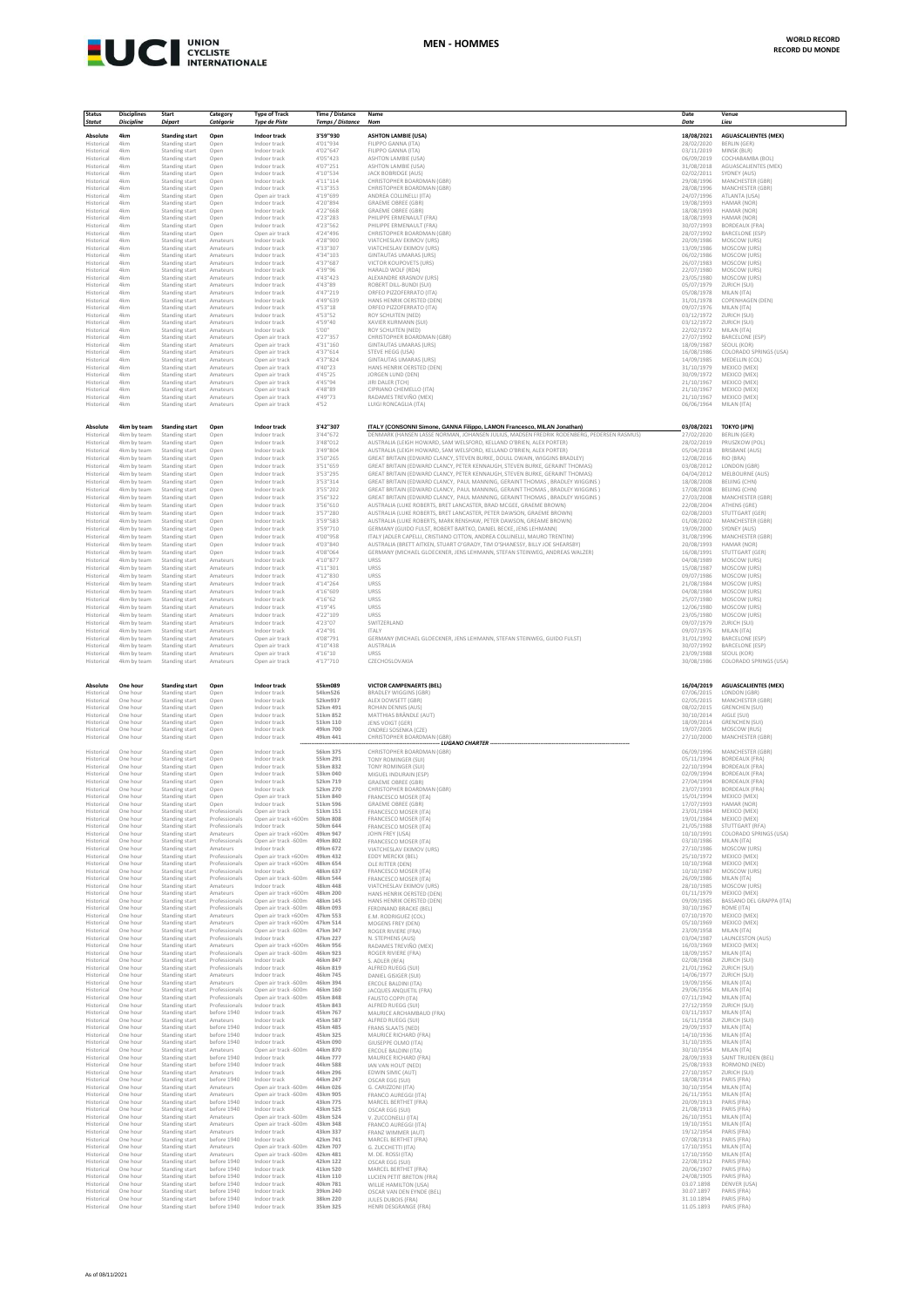**UCI UNION CYCLISTE INTERNATIONALE**

**MEN - HOMMES**

**WORLD RECORD**
**RECORD DU MONDE**

| Status / Statut | Disciplines / Discipline | Start / Départ | Category / Catégorie | Type of Track / Type de Piste | Time / Distance / Temps / Distance | Name / Nom | Date / Date | Venue / Lieu |
|---|---|---|---|---|---|---|---|---|
| **Absolute** | **4km** | **Standing start** | **Open** | **Indoor track** | **3'59"930** | **ASHTON LAMBIE (USA)** | **18/08/2021** | **AGUASCALIENTES (MEX)** |
| Historical | 4km | Standing start | Open | Indoor track | 4'01"934 | FILIPPO GANNA (ITA) | 28/02/2020 | BERLIN (GER) |
| Historical | 4km | Standing start | Open | Indoor track | 4'02"647 | FILIPPO GANNA (ITA) | 03/11/2019 | MINSK (BLR) |
| Historical | 4km | Standing start | Open | Indoor track | 4'05"423 | ASHTON LAMBIE (USA) | 06/09/2019 | COCHABAMBA (BOL) |
| Historical | 4km | Standing start | Open | Indoor track | 4'07"251 | ASHTON LAMBIE (USA) | 31/08/2018 | AGUASCALIENTES (MEX) |
| Historical | 4km | Standing start | Open | Indoor track | 4'10"534 | JACK BOBRIDGE (AUS) | 02/02/2011 | SYDNEY (AUS) |
| Historical | 4km | Standing start | Open | Indoor track | 4'11"114 | CHRISTOPHER BOARDMAN (GBR) | 29/08/1996 | MANCHESTER (GBR) |
| Historical | 4km | Standing start | Open | Indoor track | 4'13"353 | CHRISTOPHER BOARDMAN (GBR) | 28/08/1996 | MANCHESTER (GBR) |
| Historical | 4km | Standing start | Open | Open air track | 4'19"699 | ANDREA COLLINELLI (ITA) | 24/07/1996 | ATLANTA (USA) |
| Historical | 4km | Standing start | Open | Indoor track | 4'20"894 | GRAEME OBREE (GBR) | 19/08/1993 | HAMAR (NOR) |
| Historical | 4km | Standing start | Open | Indoor track | 4'22"668 | GRAEME OBREE (GBR) | 18/08/1993 | HAMAR (NOR) |
| Historical | 4km | Standing start | Open | Indoor track | 4'23"283 | PHILIPPE ERMENAULT (FRA) | 18/08/1993 | HAMAR (NOR) |
| Historical | 4km | Standing start | Open | Indoor track | 4'23"562 | PHILIPPE ERMENAULT (FRA) | 30/07/1993 | BORDEAUX (FRA) |
| Historical | 4km | Standing start | Open | Open air track | 4'24"496 | CHRISTOPHER BOARDMAN (GBR) | 28/07/1992 | BARCELONE (ESP) |
| Historical | 4km | Standing start | Amateurs | Indoor track | 4'28"900 | VIATCHESLAV EKIMOV (URS) | 20/09/1986 | MOSCOW (URS) |
| Historical | 4km | Standing start | Amateurs | Indoor track | 4'33"307 | VIATCHESLAV EKIMOV (URS) | 13/09/1986 | MOSCOW (URS) |
| Historical | 4km | Standing start | Amateurs | Indoor track | 4'34"103 | GINTAUTAS UMARAS (URS) | 06/02/1986 | MOSCOW (URS) |
| Historical | 4km | Standing start | Amateurs | Indoor track | 4'37"687 | VICTOR KOUPOVETS (URS) | 26/07/1983 | MOSCOW (URS) |
| Historical | 4km | Standing start | Amateurs | Indoor track | 4'39"96 | HARALD WOLF (RDA) | 22/07/1980 | MOSCOW (URS) |
| Historical | 4km | Standing start | Amateurs | Indoor track | 4'43"423 | ALEXANDRE KRASNOV (URS) | 23/05/1980 | MOSCOW (URS) |
| Historical | 4km | Standing start | Amateurs | Indoor track | 4'43"89 | ROBERT DILL-BUNDI (SUI) | 05/07/1979 | ZURICH (SUI) |
| Historical | 4km | Standing start | Amateurs | Indoor track | 4'47"219 | ORFEO PIZZOFERRATO (ITA) | 05/08/1978 | MILAN (ITA) |
| Historical | 4km | Standing start | Amateurs | Indoor track | 4'49"639 | HANS HENRIK OERSTED (DEN) | 31/01/1978 | COPENHAGEN (DEN) |
| Historical | 4km | Standing start | Amateurs | Indoor track | 4'53"18 | ORFEO PIZZOFERRATO (ITA) | 09/07/1976 | MILAN (ITA) |
| Historical | 4km | Standing start | Amateurs | Indoor track | 4'53"52 | ROY SCHUITEN (NED) | 03/12/1972 | ZURICH (SUI) |
| Historical | 4km | Standing start | Amateurs | Indoor track | 4'59"40 | XAVIER KURMANN (SUI) | 03/12/1972 | ZURICH (SUI) |
| Historical | 4km | Standing start | Amateurs | Indoor track | 5'00" | ROY SCHUITEN (NED) | 22/02/1972 | MILAN (ITA) |
| Historical | 4km | Standing start | Amateurs | Open air track | 4'27"357 | CHRISTOPHER BOARDMAN (GBR) | 27/07/1992 | BARCELONE (ESP) |
| Historical | 4km | Standing start | Amateurs | Open air track | 4'31"160 | GINTAUTAS UMARAS (URS) | 18/09/1987 | SEOUL (KOR) |
| Historical | 4km | Standing start | Amateurs | Open air track | 4'37"614 | STEVE HEGG (USA) | 16/08/1986 | COLORADO SPRINGS (USA) |
| Historical | 4km | Standing start | Amateurs | Open air track | 4'37"824 | GINTAUTAS UMARAS (URS) | 14/09/1985 | MEDELLIN (COL) |
| Historical | 4km | Standing start | Amateurs | Open air track | 4'40"23 | HANS HENRIK OERSTED (DEN) | 31/10/1979 | MEXICO (MEX) |
| Historical | 4km | Standing start | Amateurs | Open air track | 4'45"25 | JORGEN LUND (DEN) | 30/09/1972 | MEXICO (MEX) |
| Historical | 4km | Standing start | Amateurs | Open air track | 4'45"94 | JIRI DALER (TCH) | 21/10/1967 | MEXICO (MEX) |
| Historical | 4km | Standing start | Amateurs | Open air track | 4'48"89 | CIPRIANO CHEMELLO (ITA) | 21/10/1967 | MEXICO (MEX) |
| Historical | 4km | Standing start | Amateurs | Open air track | 4'49"73 | RADAMES TREVIÑO (MEX) | 21/10/1967 | MEXICO (MEX) |
| Historical | 4km | Standing start | Amateurs | Open air track | 4'52 | LUIGI RONCAGLIA (ITA) | 06/06/1964 | MILAN (ITA) |
| | | | | | | | | |
| **Absolute** | **4km by team** | **Standing start** | **Open** | **Indoor track** | **3'42"307** | **ITALY (CONSONNI Simone, GANNA Filippo, LAMON Francesco, MILAN Jonathan)** | **03/08/2021** | **TOKYO (JPN)** |
| Historical | 4km by team | Standing start | Open | Indoor track | 3'44"672 | DENMARK (HANSEN LASSE NORMAN, JOHANSEN JULIUS, MADSEN FREDRIK RODENBERG, PEDERSEN RASMUS) | 27/02/2020 | BERLIN (GER) |
| Historical | 4km by team | Standing start | Open | Indoor track | 3'48"012 | AUSTRALIA (LEIGH HOWARD, SAM WELSFORD, KELLAND O'BRIEN, ALEX PORTER) | 28/02/2019 | PRUSZKOW (POL) |
| Historical | 4km by team | Standing start | Open | Indoor track | 3'49"804 | AUSTRALIA (LEIGH HOWARD, SAM WELSFORD, KELLAND O'BRIEN, ALEX PORTER) | 05/04/2018 | BRISBANE (AUS) |
| Historical | 4km by team | Standing start | Open | Indoor track | 3'50"265 | GREAT BRITAIN (EDWARD CLANCY, STEVEN BURKE, DOULL OWAIN, WIGGINS BRADLEY) | 12/08/2016 | RIO (BRA) |
| Historical | 4km by team | Standing start | Open | Indoor track | 3'51"659 | GREAT BRITAIN (EDWARD CLANCY, PETER KENNAUGH, STEVEN BURKE, GERAINT THOMAS) | 03/08/2012 | LONDON (GBR) |
| Historical | 4km by team | Standing start | Open | Indoor track | 3'53"295 | GREAT BRITAIN (EDWARD CLANCY, PETER KENNAUGH, STEVEN BURKE, GERAINT THOMAS) | 04/04/2012 | MELBOURNE (AUS) |
| Historical | 4km by team | Standing start | Open | Indoor track | 3'53"314 | GREAT BRITAIN (EDWARD CLANCY, PAUL MANNING, GERAINT THOMAS , BRADLEY WIGGINS ) | 18/08/2008 | BEIJING (CHN) |
| Historical | 4km by team | Standing start | Open | Indoor track | 3'55"202 | GREAT BRITAIN (EDWARD CLANCY, PAUL MANNING, GERAINT THOMAS , BRADLEY WIGGINS ) | 17/08/2008 | BEIJING (CHN) |
| Historical | 4km by team | Standing start | Open | Indoor track | 3'56"322 | GREAT BRITAIN (EDWARD CLANCY, PAUL MANNING, GERAINT THOMAS , BRADLEY WIGGINS ) | 27/03/2008 | MANCHESTER (GBR) |
| Historical | 4km by team | Standing start | Open | Indoor track | 3'56"610 | AUSTRALIA (LUKE ROBERTS, BRET LANCASTER, BRAD MCGEE, GRAEME BROWN) | 22/08/2004 | ATHENS (GRE) |
| Historical | 4km by team | Standing start | Open | Indoor track | 3'57"280 | AUSTRALIA (LUKE ROBERTS, BRET LANCASTER, PETER DAWSON, GRAEME BROWN) | 02/08/2003 | STUTTGART (GER) |
| Historical | 4km by team | Standing start | Open | Indoor track | 3'59"583 | AUSTRALIA (LUKE ROBERTS, MARK RENSHAW, PETER DAWSON, GRAEME BROWN) | 01/08/2002 | MANCHESTER (GBR) |
| Historical | 4km by team | Standing start | Open | Indoor track | 3'59"710 | GERMANY (GUIDO FULST, ROBERT BARTKO, DANIEL BECKE, JENS LEHMANN) | 19/09/2000 | SYDNEY (AUS) |
| Historical | 4km by team | Standing start | Open | Indoor track | 4'00"958 | ITALY (ADLER CAPELLI, CRISTIANO CITTON, ANDREA COLLINELLI, MAURO TRENTINI) | 31/08/1996 | MANCHESTER (GBR) |
| Historical | 4km by team | Standing start | Open | Indoor track | 4'03"840 | AUSTRALIA (BRETT AITKEN, STUART O'GRADY, TIM O'SHANESSY, BILLY JOE SHEARSBY) | 20/08/1993 | HAMAR (NOR) |
| Historical | 4km by team | Standing start | Open | Indoor track | 4'08"064 | GERMANY (MICHAEL GLOECKNER, JENS LEHMANN, STEFAN STEINWEG, ANDREAS WALZER) | 16/08/1991 | STUTTGART (GER) |
| Historical | 4km by team | Standing start | Amateurs | Indoor track | 4'10"877 | URSS | 04/08/1989 | MOSCOW (URS) |
| Historical | 4km by team | Standing start | Amateurs | Indoor track | 4'11"301 | URSS | 15/08/1987 | MOSCOW (URS) |
| Historical | 4km by team | Standing start | Amateurs | Indoor track | 4'12"830 | URSS | 09/07/1986 | MOSCOW (URS) |
| Historical | 4km by team | Standing start | Amateurs | Indoor track | 4'14"264 | URSS | 21/08/1984 | MOSCOW (URS) |
| Historical | 4km by team | Standing start | Amateurs | Indoor track | 4'16"609 | URSS | 04/08/1984 | MOSCOW (URS) |
| Historical | 4km by team | Standing start | Amateurs | Indoor track | 4'16"62 | URSS | 25/07/1980 | MOSCOW (URS) |
| Historical | 4km by team | Standing start | Amateurs | Indoor track | 4'19"45 | URSS | 12/06/1980 | MOSCOW (URS) |
| Historical | 4km by team | Standing start | Amateurs | Indoor track | 4'22"109 | URSS | 23/05/1980 | MOSCOW (URS) |
| Historical | 4km by team | Standing start | Amateurs | Indoor track | 4'23"07 | SWITZERLAND | 09/07/1979 | ZURICH (SUI) |
| Historical | 4km by team | Standing start | Amateurs | Indoor track | 4'24"91 | ITALY | 09/07/1976 | MILAN (ITA) |
| Historical | 4km by team | Standing start | Amateurs | Open air track | 4'08"791 | GERMANY (MICHAEL GLOECKNER, JENS LEHMANN, STEFAN STEINWEG, GUIDO FULST) | 31/01/1992 | BARCELONE (ESP) |
| Historical | 4km by team | Standing start | Amateurs | Open air track | 4'10"438 | AUSTRALIA | 30/07/1992 | BARCELONE (ESP) |
| Historical | 4km by team | Standing start | Amateurs | Open air track | 4'16"10 | URSS | 23/09/1988 | SEOUL (KOR) |
| Historical | 4km by team | Standing start | Amateurs | Open air track | 4'17"710 | CZECHOSLOVAKIA | 30/08/1986 | COLORADO SPRINGS (USA) |
| | | | | | | | | |
| **Absolute** | **One hour** | **Standing start** | **Open** | **Indoor track** | **55km089** | **VICTOR CAMPENAERTS (BEL)** | **16/04/2019** | **AGUASCALIENTES (MEX)** |
| Historical | One hour | Standing start | Open | Indoor track | 54km526 | BRADLEY WIGGINS (GBR) | 07/06/2015 | LONDON (GBR) |
| Historical | One hour | Standing start | Open | Indoor track | 52km937 | ALEX DOWSETT (GBR) | 02/05/2015 | MANCHESTER (GBR) |
| Historical | One hour | Standing start | Open | Indoor track | 52km 491 | ROHAN DENNIS (AUS) | 08/02/2015 | GRENCHEN (SUI) |
| Historical | One hour | Standing start | Open | Indoor track | 51km 852 | MATTHIAS BRÄNDLE (AUT) | 30/10/2014 | AIGLE (SUI) |
| Historical | One hour | Standing start | Open | Indoor track | 51km 110 | JENS VOIGT (GER) | 18/09/2014 | GRENCHEN (SUI) |
| Historical | One hour | Standing start | Open | Indoor track | 49km 700 | ONDREJ SOSENKA (CZE) | 19/07/2005 | MOSCOW (RUS) |
| Historical | One hour | Standing start | Open | Indoor track | 49km 441 | CHRISTOPHER BOARDMAN (GBR) | 27/10/2000 | MANCHESTER (GBR) |
| | | | | | | ---------- LUGANO CHARTER ---------- | | |
| Historical | One hour | Standing start | Open | Indoor track | 56km 375 | CHRISTOPHER BOARDMAN (GBR) | 06/09/1996 | MANCHESTER (GBR) |
| Historical | One hour | Standing start | Open | Indoor track | 55km 291 | TONY ROMINGER (SUI) | 05/11/1994 | BORDEAUX (FRA) |
| Historical | One hour | Standing start | Open | Indoor track | 53km 832 | TONY ROMINGER (SUI) | 22/10/1994 | BORDEAUX (FRA) |
| Historical | One hour | Standing start | Open | Indoor track | 53km 040 | MIGUEL INDURAIN (ESP) | 02/09/1994 | BORDEAUX (FRA) |
| Historical | One hour | Standing start | Open | Indoor track | 52km 713 | GRAEME OBREE (GBR) | 27/04/1994 | BORDEAUX (FRA) |
| Historical | One hour | Standing start | Open | Indoor track | 52km 270 | CHRISTOPHER BOARDMAN (GBR) | 23/07/1993 | BORDEAUX (FRA) |
| Historical | One hour | Standing start | Open | Open air track | 51km 840 | FRANCESCO MOSER (ITA) | 15/01/1994 | MEXICO (MEX) |
| Historical | One hour | Standing start | Open | Indoor track | 51km 596 | GRAEME OBREE (GBR) | 17/07/1993 | HAMAR (NOR) |
| Historical | One hour | Standing start | Professionals | Open air track | 51km 151 | FRANCESCO MOSER (ITA) | 23/01/1984 | MEXICO (MEX) |
| Historical | One hour | Standing start | Professionals | Open air track +600m | 50km 808 | FRANCESCO MOSER (ITA) | 19/01/1984 | MEXICO (MEX) |
| Historical | One hour | Standing start | Professionals | Indoor track | 50km 644 | FRANCESCO MOSER (ITA) | 21/05/1988 | STUTTGART (RFA) |
| Historical | One hour | Standing start | Amateurs | Open air track +600m | 49km 947 | JOHN FREY (USA) | 10/10/1991 | COLORADO SPRINGS (USA) |
| Historical | One hour | Standing start | Professionals | Open air track -600m | 49km 802 | FRANCESCO MOSER (ITA) | 03/10/1986 | MILAN (ITA) |
| Historical | One hour | Standing start | Amateurs | Indoor track | 49km 672 | VIATCHESLAV EKIMOV (URS) | 27/10/1986 | MOSCOW (URS) |
| Historical | One hour | Standing start | Professionals | Open air track +600m | 49km 432 | EDDY MERCKX (BEL) | 25/10/1972 | MEXICO (MEX) |
| Historical | One hour | Standing start | Professionals | Open air track +600m | 48km 654 | OLE RITTER (DEN) | 10/10/1968 | MEXICO (MEX) |
| Historical | One hour | Standing start | Professionals | Indoor track | 48km 637 | FRANCESCO MOSER (ITA) | 10/10/1987 | MOSCOW (URS) |
| Historical | One hour | Standing start | Professionals | Open air track -600m | 48km 544 | FRANCESCO MOSER (ITA) | 26/09/1986 | MILAN (ITA) |
| Historical | One hour | Standing start | Amateurs | Indoor track | 48km 448 | VIATCHESLAV EKIMOV (URS) | 28/10/1985 | MOSCOW (URS) |
| Historical | One hour | Standing start | Amateurs | Open air track +600m | 48km 200 | HANS HENRIK OERSTED (DEN) | 01/11/1979 | MEXICO (MEX) |
| Historical | One hour | Standing start | Professionals | Open air track -600m | 48km 145 | HANS HENRIK OERSTED (DEN) | 09/09/1985 | BASSANO DEL GRAPPA (ITA) |
| Historical | One hour | Standing start | Professionals | Open air track -600m | 48km 093 | FERDINAND BRACKE (BEL) | 30/10/1967 | ROME (ITA) |
| Historical | One hour | Standing start | Amateurs | Open air track +600m | 47km 553 | E.M. RODRIGUEZ (COL) | 07/10/1970 | MEXICO (MEX) |
| Historical | One hour | Standing start | Amateurs | Open air track +600m | 47km 514 | MOGENS FREY (DEN) | 05/10/1969 | MEXICO (MEX) |
| Historical | One hour | Standing start | Professionals | Open air track -600m | 47km 347 | ROGER RIVIERE (FRA) | 23/09/1958 | MILAN (ITA) |
| Historical | One hour | Standing start | Professionals | Indoor track | 47km 227 | N. STEPHENS (AUS) | 03/04/1987 | LAUNCESTON (AUS) |
| Historical | One hour | Standing start | Amateurs | Open air track +600m | 46km 956 | RADAMES TREVIÑO (MEX) | 16/03/1969 | MEXICO (MEX) |
| Historical | One hour | Standing start | Professionals | Open air track -600m | 46km 923 | ROGER RIVIERE (FRA) | 18/09/1957 | MILAN (ITA) |
| Historical | One hour | Standing start | Professionals | Indoor track | 46km 847 | S. ADLER (RFA) | 02/08/1968 | ZURICH (SUI) |
| Historical | One hour | Standing start | Professionals | Indoor track | 46km 819 | ALFRED RUEGG (SUI) | 21/01/1962 | ZURICH (SUI) |
| Historical | One hour | Standing start | Amateurs | Indoor track | 46km 745 | DANIEL GISIGER (SUI) | 14/06/1977 | ZURICH (SUI) |
| Historical | One hour | Standing start | Amateurs | Open air track -600m | 46km 394 | ERCOLE BALDINI (ITA) | 19/09/1956 | MILAN (ITA) |
| Historical | One hour | Standing start | Professionals | Open air track -600m | 46km 160 | JACQUES ANQUETIL (FRA) | 29/06/1956 | MILAN (ITA) |
| Historical | One hour | Standing start | Professionals | Open air track -600m | 45km 848 | FAUSTO COPPI (ITA) | 07/11/1942 | MILAN (ITA) |
| Historical | One hour | Standing start | Professionals | Indoor track | 45km 843 | ALFRED RUEGG (SUI) | 27/12/1959 | ZURICH (SUI) |
| Historical | One hour | Standing start | before 1940 | Indoor track | 45km 767 | MAURICE ARCHAMBAUD (FRA) | 03/11/1937 | MILAN (ITA) |
| Historical | One hour | Standing start | Amateurs | Indoor track | 45km 587 | ALFRED RUEGG (SUI) | 16/11/1958 | ZURICH (SUI) |
| Historical | One hour | Standing start | before 1940 | Indoor track | 45km 485 | FRANS SLAATS (NED) | 29/09/1937 | MILAN (ITA) |
| Historical | One hour | Standing start | before 1940 | Indoor track | 45km 325 | MAURICE RICHARD (FRA) | 14/10/1936 | MILAN (ITA) |
| Historical | One hour | Standing start | before 1940 | Indoor track | 45km 090 | GIUSEPPE OLMO (ITA) | 31/10/1935 | MILAN (ITA) |
| Historical | One hour | Standing start | Amateurs | Open air track -600m | 44km 870 | ERCOLE BALDINI (ITA) | 30/10/1954 | MILAN (ITA) |
| Historical | One hour | Standing start | before 1940 | Indoor track | 44km 777 | MAURICE RICHARD (FRA) | 28/09/1933 | SAINT TRUIDEN (BEL) |
| Historical | One hour | Standing start | before 1940 | Indoor track | 44km 588 | JAN VAN HOUT (NED) | 25/08/1933 | ROERMOND (NED) |
| Historical | One hour | Standing start | Amateurs | Indoor track | 44km 296 | EDWIN SIMIC (AUT) | 27/10/1957 | ZURICH (SUI) |
| Historical | One hour | Standing start | before 1940 | Indoor track | 44km 247 | OSCAR EGG (SUI) | 18/08/1914 | PARIS (FRA) |
| Historical | One hour | Standing start | Amateurs | Open air track -600m | 44km 026 | G. CARIZZONI (ITA) | 30/10/1954 | MILAN (ITA) |
| Historical | One hour | Standing start | Amateurs | Open air track -600m | 43km 905 | FRANCO AUREGGI (ITA) | 26/11/1951 | MILAN (ITA) |
| Historical | One hour | Standing start | before 1940 | Indoor track | 43km 775 | MARCEL BERTHET (FRA) | 20/09/1913 | PARIS (FRA) |
| Historical | One hour | Standing start | before 1940 | Indoor track | 43km 525 | OSCAR EGG (SUI) | 21/08/1913 | PARIS (FRA) |
| Historical | One hour | Standing start | Amateurs | Open air track -600m | 43km 524 | V. ZUCCONELLI (ITA) | 26/10/1951 | MILAN (ITA) |
| Historical | One hour | Standing start | Amateurs | Open air track -600m | 43km 348 | FRANCO AUREGGI (ITA) | 19/10/1951 | MILAN (ITA) |
| Historical | One hour | Standing start | Amateurs | Indoor track | 43km 337 | FRANZ WIMMER (AUT) | 19/12/1954 | PARIS (FRA) |
| Historical | One hour | Standing start | before 1940 | Indoor track | 42km 741 | MARCEL BERTHET (FRA) | 07/08/1913 | PARIS (FRA) |
| Historical | One hour | Standing start | Amateurs | Open air track -600m | 42km 707 | G. ZUCCHETTI (ITA) | 17/10/1951 | MILAN (ITA) |
| Historical | One hour | Standing start | Amateurs | Open air track -600m | 42km 481 | M. DE ROSSI (ITA) | 17/10/1950 | MILAN (ITA) |
| Historical | One hour | Standing start | before 1940 | Indoor track | 42km 122 | OSCAR EGG (SUI) | 22/08/1912 | PARIS (FRA) |
| Historical | One hour | Standing start | before 1940 | Indoor track | 41km 520 | MARCEL BERTHET (FRA) | 20/06/1907 | PARIS (FRA) |
| Historical | One hour | Standing start | before 1940 | Indoor track | 41km 110 | LUCIEN PETIT BRETON (FRA) | 24/08/1905 | PARIS (FRA) |
| Historical | One hour | Standing start | before 1940 | Indoor track | 40km 781 | WILLIE HAMILTON (USA) | 03.07.1898 | DENVER (USA) |
| Historical | One hour | Standing start | before 1940 | Indoor track | 39km 240 | OSCAR VAN DEN EYNDE (BEL) | 30.07.1897 | PARIS (FRA) |
| Historical | One hour | Standing start | before 1940 | Indoor track | 38km 220 | JULES DUBOIS (FRA) | 31.10.1894 | PARIS (FRA) |
| Historical | One hour | Standing start | before 1940 | Indoor track | 35km 325 | HENRI DESGRANGE (FRA) | 11.05.1893 | PARIS (FRA) |

As of 08/11/2021